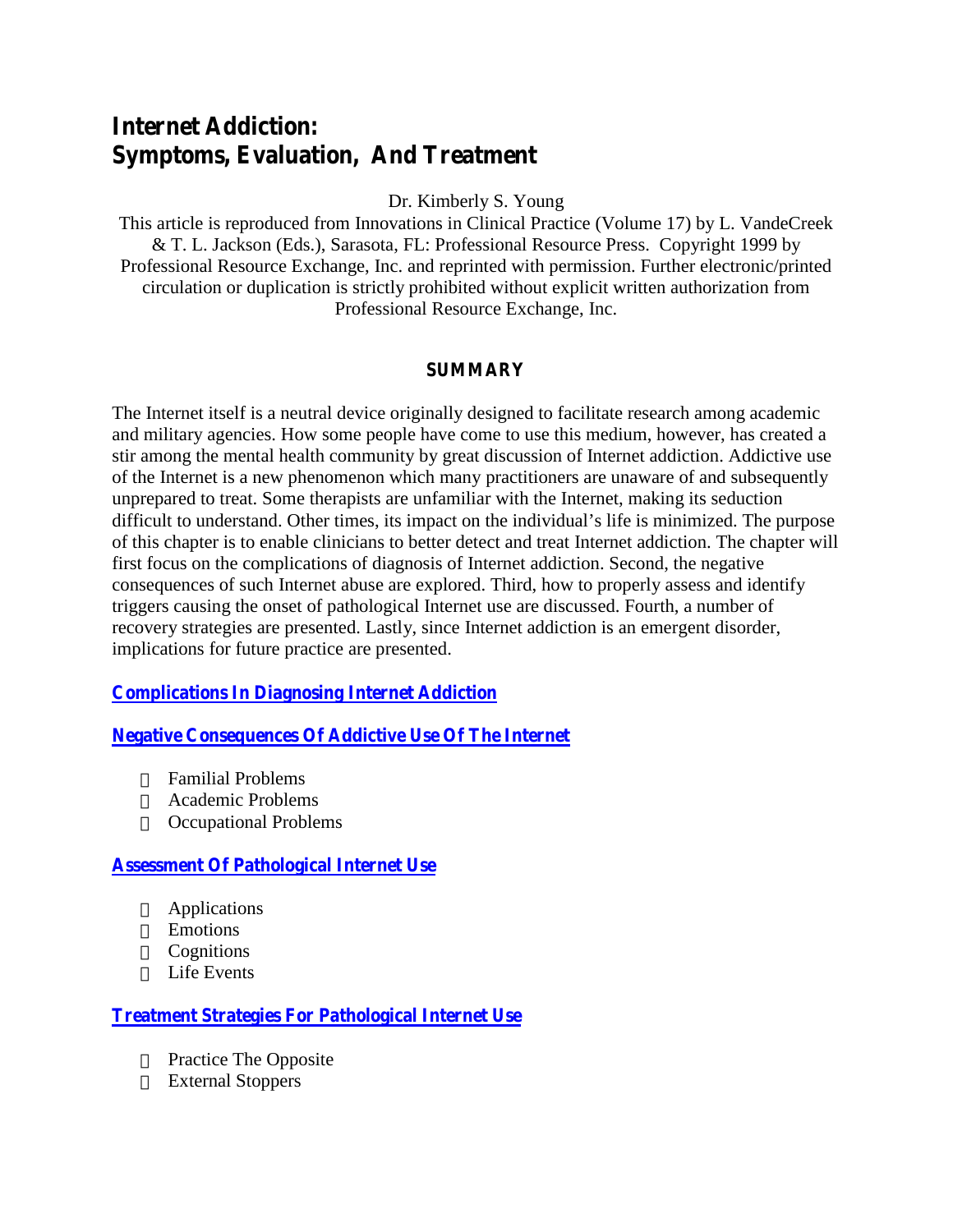# Internet Addiction: Symptoms, Evaluation, And Treatment

Dr. Kimberly S. Young

This article is reproduced from Innovations in Clinical Practice (Volume 17) by L. VandeCreek & T. L. Jackson (Eds.), Sarasota, FL: Professional Resource Press. Copyright 1999 by Professional Resource Exchange, Inc. and reprinted with permission. Further electronic/printed circulation or duplication is strictly prohibited without explicit written authorization from Professional Resource Exchange, Inc.

## SUMMARY

The Internet itself is a neutral device originally designed to facilitate research among academic and military agencies. How some people have come to use this medium, however, has created a stir among the mental health community by great discussion of Internet addiction. Addictive use of the Internet is a new phenomenon which many practitioners are unaware of and subsequently unprepared to treat. Some therapists are unfamiliar with the Internet, making its seduction difficult to understand. Other times, its impact on the individual's life is minimized. The purpose of this chapter is to enable clinicians to better detect and treat Internet addiction. The chapter will first focus on the complications of diagnosis of Internet addiction. Second, the negative consequences of such Internet abuse are explored. Third, how to properly assess and identify triggers causing the onset of pathological Internet use are discussed. Fourth, a number of recovery strategies are presented. Lastly, since Internet addiction is an emergent disorder, implications for future practice are presented.

**Complications In Diagnosing Internet Addiction**

**Negative Consequences Of Addictive Use Of The Internet**

- Familial Problems
- Academic Problems
- Occupational Problems

**Assessment Of Pathological Internet Use**

- Applications
- Emotions
- Cognitions
- Life Events

**Treatment Strategies For Pathological Internet Use**

- Practice The Opposite
- External Stoppers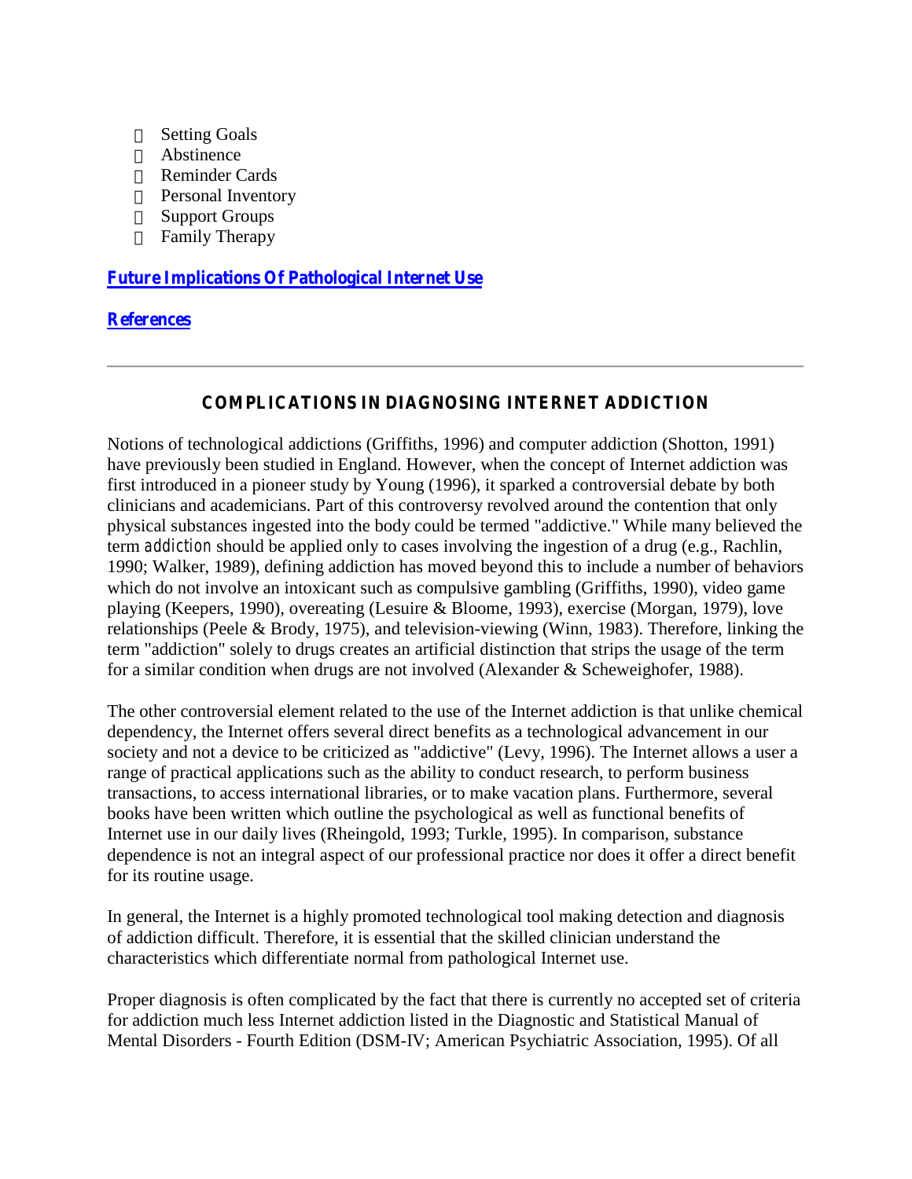- Setting Goals
- Abstinence
- Reminder Cards
- Personal Inventory
- Support Groups
- Family Therapy

**Future Implications Of Pathological Internet Use**

**References**

---

## COMPLICATIONS IN DIAGNOSING INTERNET ADDICTION

Notions of technological addictions (Griffiths, 1996) and computer addiction (Shotton, 1991) have previously been studied in England. However, when the concept of Internet addiction was first introduced in a pioneer study by Young (1996), it sparked a controversial debate by both clinicians and academicians. Part of this controversy revolved around the contention that only physical substances ingested into the body could be termed "addictive." While many believed the term *addiction* should be applied only to cases involving the ingestion of a drug (e.g., Rachlin, 1990; Walker, 1989), defining addiction has moved beyond this to include a number of behaviors which do not involve an intoxicant such as compulsive gambling (Griffiths, 1990), video game playing (Keepers, 1990), overeating (Lesuire & Bloome, 1993), exercise (Morgan, 1979), love relationships (Peele & Brody, 1975), and television-viewing (Winn, 1983). Therefore, linking the term "addiction" solely to drugs creates an artificial distinction that strips the usage of the term for a similar condition when drugs are not involved (Alexander & Scheweighofer, 1988).

The other controversial element related to the use of the Internet addiction is that unlike chemical dependency, the Internet offers several direct benefits as a technological advancement in our society and not a device to be criticized as "addictive" (Levy, 1996). The Internet allows a user a range of practical applications such as the ability to conduct research, to perform business transactions, to access international libraries, or to make vacation plans. Furthermore, several books have been written which outline the psychological as well as functional benefits of Internet use in our daily lives (Rheingold, 1993; Turkle, 1995). In comparison, substance dependence is not an integral aspect of our professional practice nor does it offer a direct benefit for its routine usage.

In general, the Internet is a highly promoted technological tool making detection and diagnosis of addiction difficult. Therefore, it is essential that the skilled clinician understand the characteristics which differentiate normal from pathological Internet use.

Proper diagnosis is often complicated by the fact that there is currently no accepted set of criteria for addiction much less Internet addiction listed in the Diagnostic and Statistical Manual of Mental Disorders - Fourth Edition (DSM-IV; American Psychiatric Association, 1995). Of all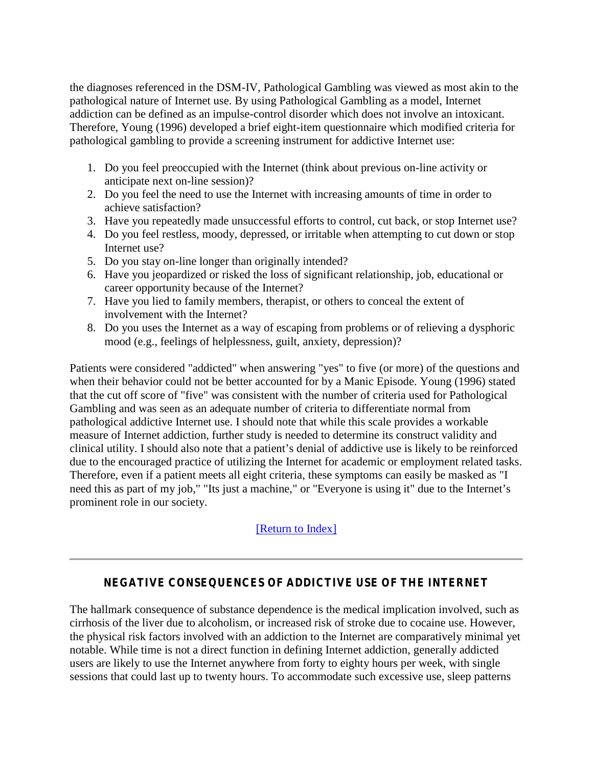the diagnoses referenced in the DSM-IV, Pathological Gambling was viewed as most akin to the pathological nature of Internet use. By using Pathological Gambling as a model, Internet addiction can be defined as an impulse-control disorder which does not involve an intoxicant. Therefore, Young (1996) developed a brief eight-item questionnaire which modified criteria for pathological gambling to provide a screening instrument for addictive Internet use:

1. Do you feel preoccupied with the Internet (think about previous on-line activity or anticipate next on-line session)?
2. Do you feel the need to use the Internet with increasing amounts of time in order to achieve satisfaction?
3. Have you repeatedly made unsuccessful efforts to control, cut back, or stop Internet use?
4. Do you feel restless, moody, depressed, or irritable when attempting to cut down or stop Internet use?
5. Do you stay on-line longer than originally intended?
6. Have you jeopardized or risked the loss of significant relationship, job, educational or career opportunity because of the Internet?
7. Have you lied to family members, therapist, or others to conceal the extent of involvement with the Internet?
8. Do you uses the Internet as a way of escaping from problems or of relieving a dysphoric mood (e.g., feelings of helplessness, guilt, anxiety, depression)?

Patients were considered "addicted" when answering "yes" to five (or more) of the questions and when their behavior could not be better accounted for by a Manic Episode. Young (1996) stated that the cut off score of "five" was consistent with the number of criteria used for Pathological Gambling and was seen as an adequate number of criteria to differentiate normal from pathological addictive Internet use. I should note that while this scale provides a workable measure of Internet addiction, further study is needed to determine its construct validity and clinical utility. I should also note that a patient's denial of addictive use is likely to be reinforced due to the encouraged practice of utilizing the Internet for academic or employment related tasks. Therefore, even if a patient meets all eight criteria, these symptoms can easily be masked as "I need this as part of my job," "Its just a machine," or "Everyone is using it" due to the Internet's prominent role in our society.

[Return to Index]

---

## NEGATIVE CONSEQUENCES OF ADDICTIVE USE OF THE INTERNET

The hallmark consequence of substance dependence is the medical implication involved, such as cirrhosis of the liver due to alcoholism, or increased risk of stroke due to cocaine use. However, the physical risk factors involved with an addiction to the Internet are comparatively minimal yet notable. While time is not a direct function in defining Internet addiction, generally addicted users are likely to use the Internet anywhere from forty to eighty hours per week, with single sessions that could last up to twenty hours. To accommodate such excessive use, sleep patterns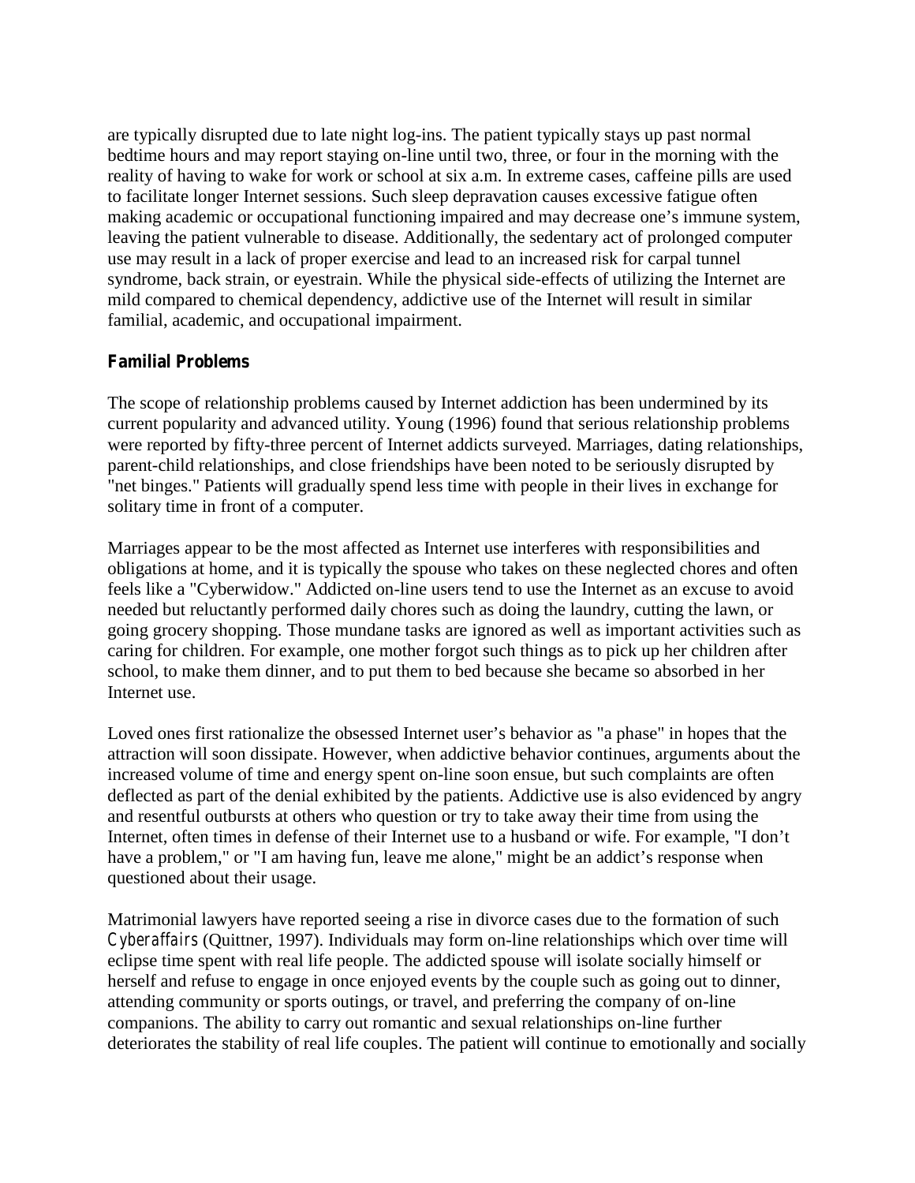are typically disrupted due to late night log-ins. The patient typically stays up past normal bedtime hours and may report staying on-line until two, three, or four in the morning with the reality of having to wake for work or school at six a.m. In extreme cases, caffeine pills are used to facilitate longer Internet sessions. Such sleep depravation causes excessive fatigue often making academic or occupational functioning impaired and may decrease one's immune system, leaving the patient vulnerable to disease. Additionally, the sedentary act of prolonged computer use may result in a lack of proper exercise and lead to an increased risk for carpal tunnel syndrome, back strain, or eyestrain. While the physical side-effects of utilizing the Internet are mild compared to chemical dependency, addictive use of the Internet will result in similar familial, academic, and occupational impairment.

**Familial Problems**

The scope of relationship problems caused by Internet addiction has been undermined by its current popularity and advanced utility. Young (1996) found that serious relationship problems were reported by fifty-three percent of Internet addicts surveyed. Marriages, dating relationships, parent-child relationships, and close friendships have been noted to be seriously disrupted by "net binges." Patients will gradually spend less time with people in their lives in exchange for solitary time in front of a computer.

Marriages appear to be the most affected as Internet use interferes with responsibilities and obligations at home, and it is typically the spouse who takes on these neglected chores and often feels like a "Cyberwidow." Addicted on-line users tend to use the Internet as an excuse to avoid needed but reluctantly performed daily chores such as doing the laundry, cutting the lawn, or going grocery shopping. Those mundane tasks are ignored as well as important activities such as caring for children. For example, one mother forgot such things as to pick up her children after school, to make them dinner, and to put them to bed because she became so absorbed in her Internet use.

Loved ones first rationalize the obsessed Internet user's behavior as "a phase" in hopes that the attraction will soon dissipate. However, when addictive behavior continues, arguments about the increased volume of time and energy spent on-line soon ensue, but such complaints are often deflected as part of the denial exhibited by the patients. Addictive use is also evidenced by angry and resentful outbursts at others who question or try to take away their time from using the Internet, often times in defense of their Internet use to a husband or wife. For example, "I don't have a problem," or "I am having fun, leave me alone," might be an addict's response when questioned about their usage.

Matrimonial lawyers have reported seeing a rise in divorce cases due to the formation of such *Cyberaffairs* (Quittner, 1997). Individuals may form on-line relationships which over time will eclipse time spent with real life people. The addicted spouse will isolate socially himself or herself and refuse to engage in once enjoyed events by the couple such as going out to dinner, attending community or sports outings, or travel, and preferring the company of on-line companions. The ability to carry out romantic and sexual relationships on-line further deteriorates the stability of real life couples. The patient will continue to emotionally and socially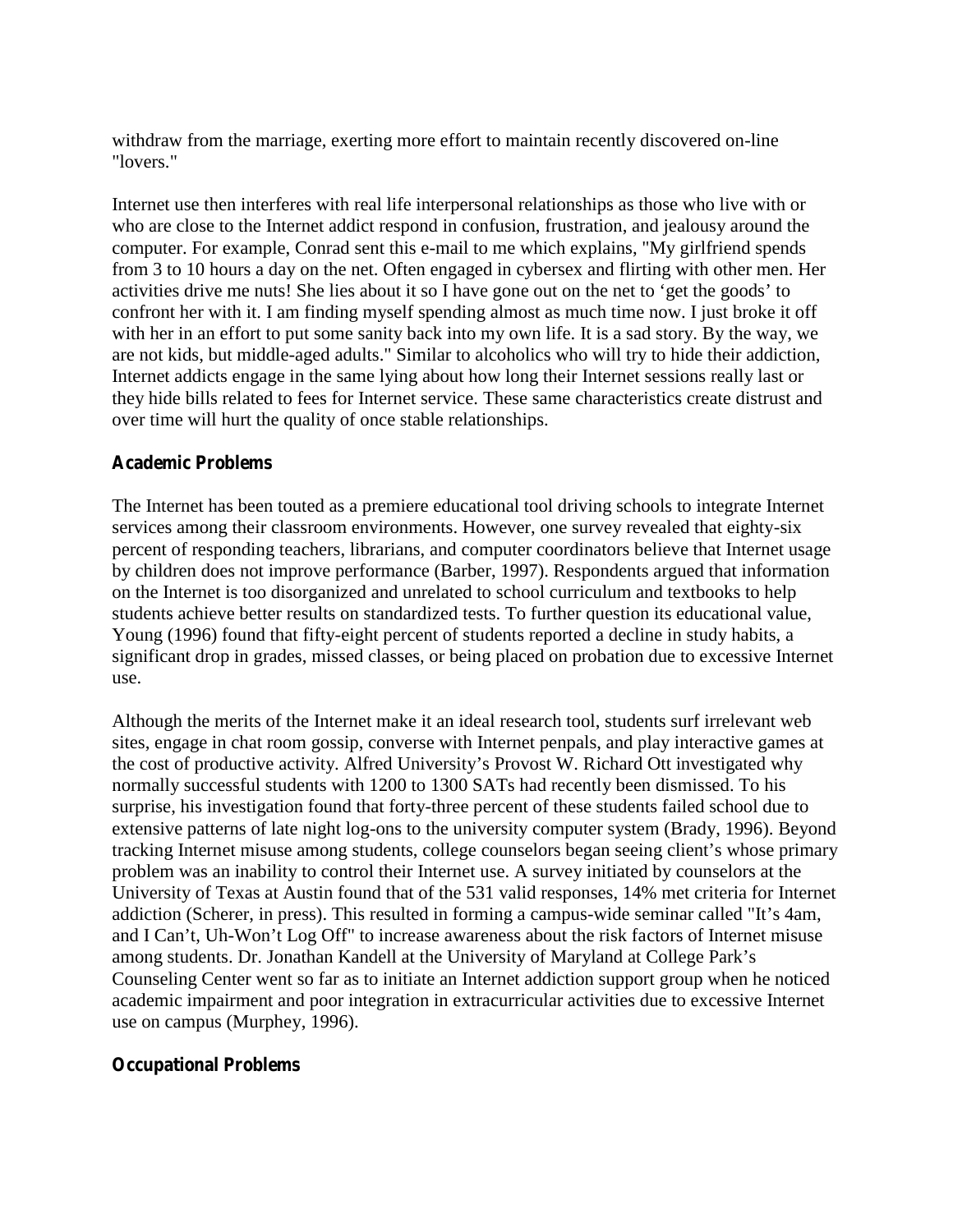withdraw from the marriage, exerting more effort to maintain recently discovered on-line "lovers."

Internet use then interferes with real life interpersonal relationships as those who live with or who are close to the Internet addict respond in confusion, frustration, and jealousy around the computer. For example, Conrad sent this e-mail to me which explains, "My girlfriend spends from 3 to 10 hours a day on the net. Often engaged in cybersex and flirting with other men. Her activities drive me nuts! She lies about it so I have gone out on the net to 'get the goods' to confront her with it. I am finding myself spending almost as much time now. I just broke it off with her in an effort to put some sanity back into my own life. It is a sad story. By the way, we are not kids, but middle-aged adults." Similar to alcoholics who will try to hide their addiction, Internet addicts engage in the same lying about how long their Internet sessions really last or they hide bills related to fees for Internet service. These same characteristics create distrust and over time will hurt the quality of once stable relationships.

**Academic Problems**

The Internet has been touted as a premiere educational tool driving schools to integrate Internet services among their classroom environments. However, one survey revealed that eighty-six percent of responding teachers, librarians, and computer coordinators believe that Internet usage by children does not improve performance (Barber, 1997). Respondents argued that information on the Internet is too disorganized and unrelated to school curriculum and textbooks to help students achieve better results on standardized tests. To further question its educational value, Young (1996) found that fifty-eight percent of students reported a decline in study habits, a significant drop in grades, missed classes, or being placed on probation due to excessive Internet use.

Although the merits of the Internet make it an ideal research tool, students surf irrelevant web sites, engage in chat room gossip, converse with Internet penpals, and play interactive games at the cost of productive activity. Alfred University's Provost W. Richard Ott investigated why normally successful students with 1200 to 1300 SATs had recently been dismissed. To his surprise, his investigation found that forty-three percent of these students failed school due to extensive patterns of late night log-ons to the university computer system (Brady, 1996). Beyond tracking Internet misuse among students, college counselors began seeing client's whose primary problem was an inability to control their Internet use. A survey initiated by counselors at the University of Texas at Austin found that of the 531 valid responses, 14% met criteria for Internet addiction (Scherer, in press). This resulted in forming a campus-wide seminar called "It's 4am, and I Can't, Uh-Won't Log Off" to increase awareness about the risk factors of Internet misuse among students. Dr. Jonathan Kandell at the University of Maryland at College Park's Counseling Center went so far as to initiate an Internet addiction support group when he noticed academic impairment and poor integration in extracurricular activities due to excessive Internet use on campus (Murphey, 1996).

**Occupational Problems**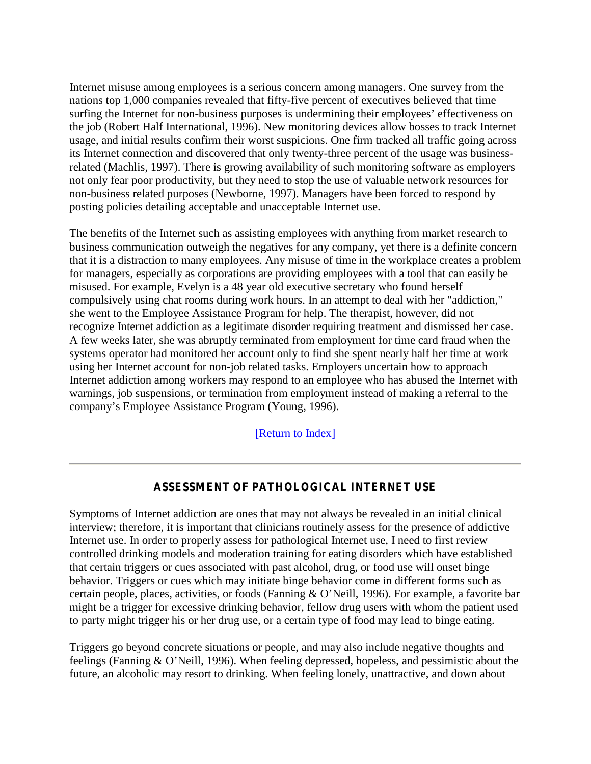Internet misuse among employees is a serious concern among managers. One survey from the nations top 1,000 companies revealed that fifty-five percent of executives believed that time surfing the Internet for non-business purposes is undermining their employees' effectiveness on the job (Robert Half International, 1996). New monitoring devices allow bosses to track Internet usage, and initial results confirm their worst suspicions. One firm tracked all traffic going across its Internet connection and discovered that only twenty-three percent of the usage was business-related (Machlis, 1997). There is growing availability of such monitoring software as employers not only fear poor productivity, but they need to stop the use of valuable network resources for non-business related purposes (Newborne, 1997). Managers have been forced to respond by posting policies detailing acceptable and unacceptable Internet use.

The benefits of the Internet such as assisting employees with anything from market research to business communication outweigh the negatives for any company, yet there is a definite concern that it is a distraction to many employees. Any misuse of time in the workplace creates a problem for managers, especially as corporations are providing employees with a tool that can easily be misused. For example, Evelyn is a 48 year old executive secretary who found herself compulsively using chat rooms during work hours. In an attempt to deal with her "addiction," she went to the Employee Assistance Program for help. The therapist, however, did not recognize Internet addiction as a legitimate disorder requiring treatment and dismissed her case. A few weeks later, she was abruptly terminated from employment for time card fraud when the systems operator had monitored her account only to find she spent nearly half her time at work using her Internet account for non-job related tasks. Employers uncertain how to approach Internet addiction among workers may respond to an employee who has abused the Internet with warnings, job suspensions, or termination from employment instead of making a referral to the company's Employee Assistance Program (Young, 1996).

[Return to Index]

---

## ASSESSMENT OF PATHOLOGICAL INTERNET USE

Symptoms of Internet addiction are ones that may not always be revealed in an initial clinical interview; therefore, it is important that clinicians routinely assess for the presence of addictive Internet use. In order to properly assess for pathological Internet use, I need to first review controlled drinking models and moderation training for eating disorders which have established that certain triggers or cues associated with past alcohol, drug, or food use will onset binge behavior. Triggers or cues which may initiate binge behavior come in different forms such as certain people, places, activities, or foods (Fanning & O'Neill, 1996). For example, a favorite bar might be a trigger for excessive drinking behavior, fellow drug users with whom the patient used to party might trigger his or her drug use, or a certain type of food may lead to binge eating.

Triggers go beyond concrete situations or people, and may also include negative thoughts and feelings (Fanning & O'Neill, 1996). When feeling depressed, hopeless, and pessimistic about the future, an alcoholic may resort to drinking. When feeling lonely, unattractive, and down about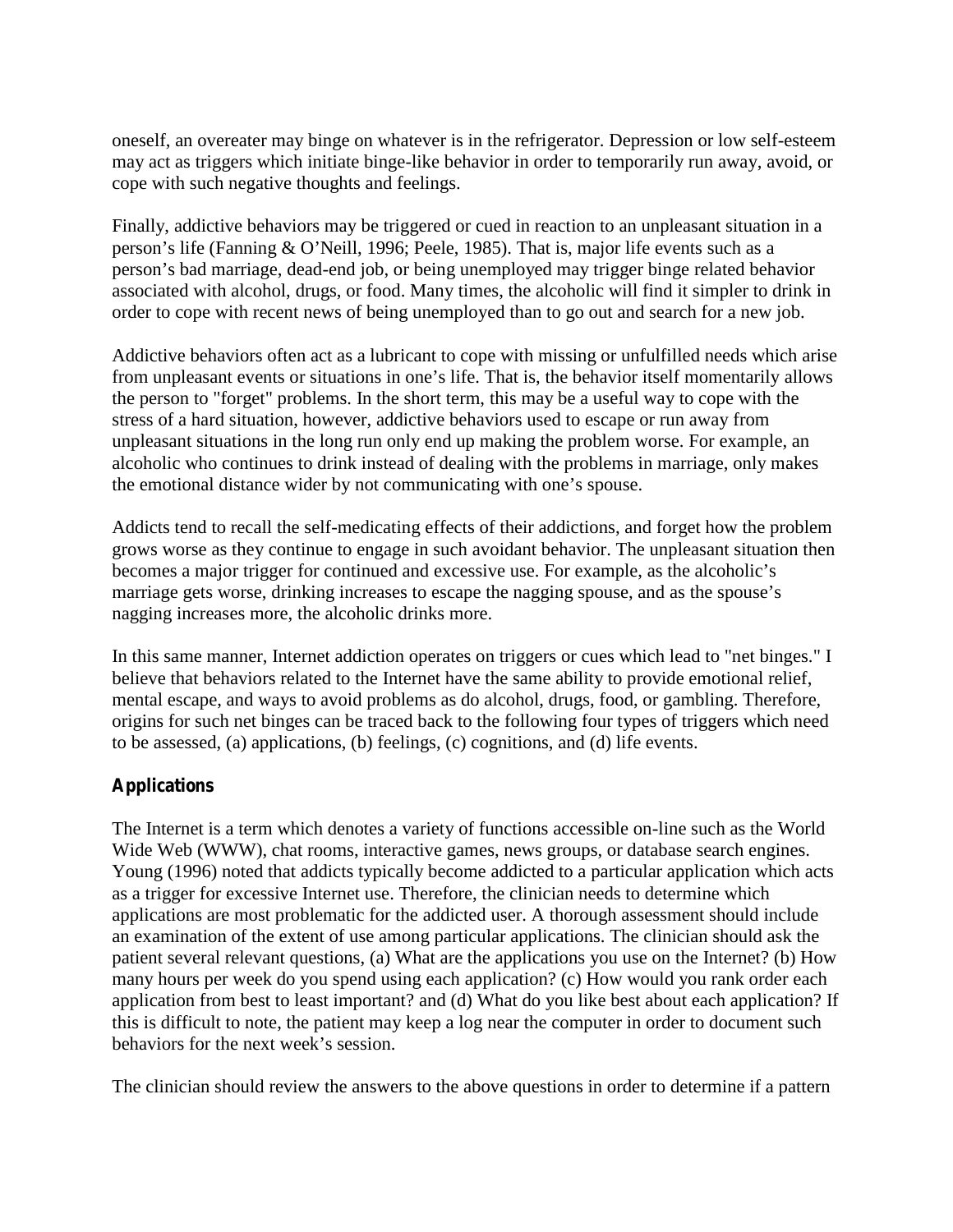oneself, an overeater may binge on whatever is in the refrigerator. Depression or low self-esteem may act as triggers which initiate binge-like behavior in order to temporarily run away, avoid, or cope with such negative thoughts and feelings.

Finally, addictive behaviors may be triggered or cued in reaction to an unpleasant situation in a person's life (Fanning & O'Neill, 1996; Peele, 1985). That is, major life events such as a person's bad marriage, dead-end job, or being unemployed may trigger binge related behavior associated with alcohol, drugs, or food. Many times, the alcoholic will find it simpler to drink in order to cope with recent news of being unemployed than to go out and search for a new job.

Addictive behaviors often act as a lubricant to cope with missing or unfulfilled needs which arise from unpleasant events or situations in one's life. That is, the behavior itself momentarily allows the person to "forget" problems. In the short term, this may be a useful way to cope with the stress of a hard situation, however, addictive behaviors used to escape or run away from unpleasant situations in the long run only end up making the problem worse. For example, an alcoholic who continues to drink instead of dealing with the problems in marriage, only makes the emotional distance wider by not communicating with one's spouse.

Addicts tend to recall the self-medicating effects of their addictions, and forget how the problem grows worse as they continue to engage in such avoidant behavior. The unpleasant situation then becomes a major trigger for continued and excessive use. For example, as the alcoholic's marriage gets worse, drinking increases to escape the nagging spouse, and as the spouse's nagging increases more, the alcoholic drinks more.

In this same manner, Internet addiction operates on triggers or cues which lead to "net binges." I believe that behaviors related to the Internet have the same ability to provide emotional relief, mental escape, and ways to avoid problems as do alcohol, drugs, food, or gambling. Therefore, origins for such net binges can be traced back to the following four types of triggers which need to be assessed, (a) applications, (b) feelings, (c) cognitions, and (d) life events.

**Applications**

The Internet is a term which denotes a variety of functions accessible on-line such as the World Wide Web (WWW), chat rooms, interactive games, news groups, or database search engines. Young (1996) noted that addicts typically become addicted to a particular application which acts as a trigger for excessive Internet use. Therefore, the clinician needs to determine which applications are most problematic for the addicted user. A thorough assessment should include an examination of the extent of use among particular applications. The clinician should ask the patient several relevant questions, (a) What are the applications you use on the Internet? (b) How many hours per week do you spend using each application? (c) How would you rank order each application from best to least important? and (d) What do you like best about each application? If this is difficult to note, the patient may keep a log near the computer in order to document such behaviors for the next week's session.

The clinician should review the answers to the above questions in order to determine if a pattern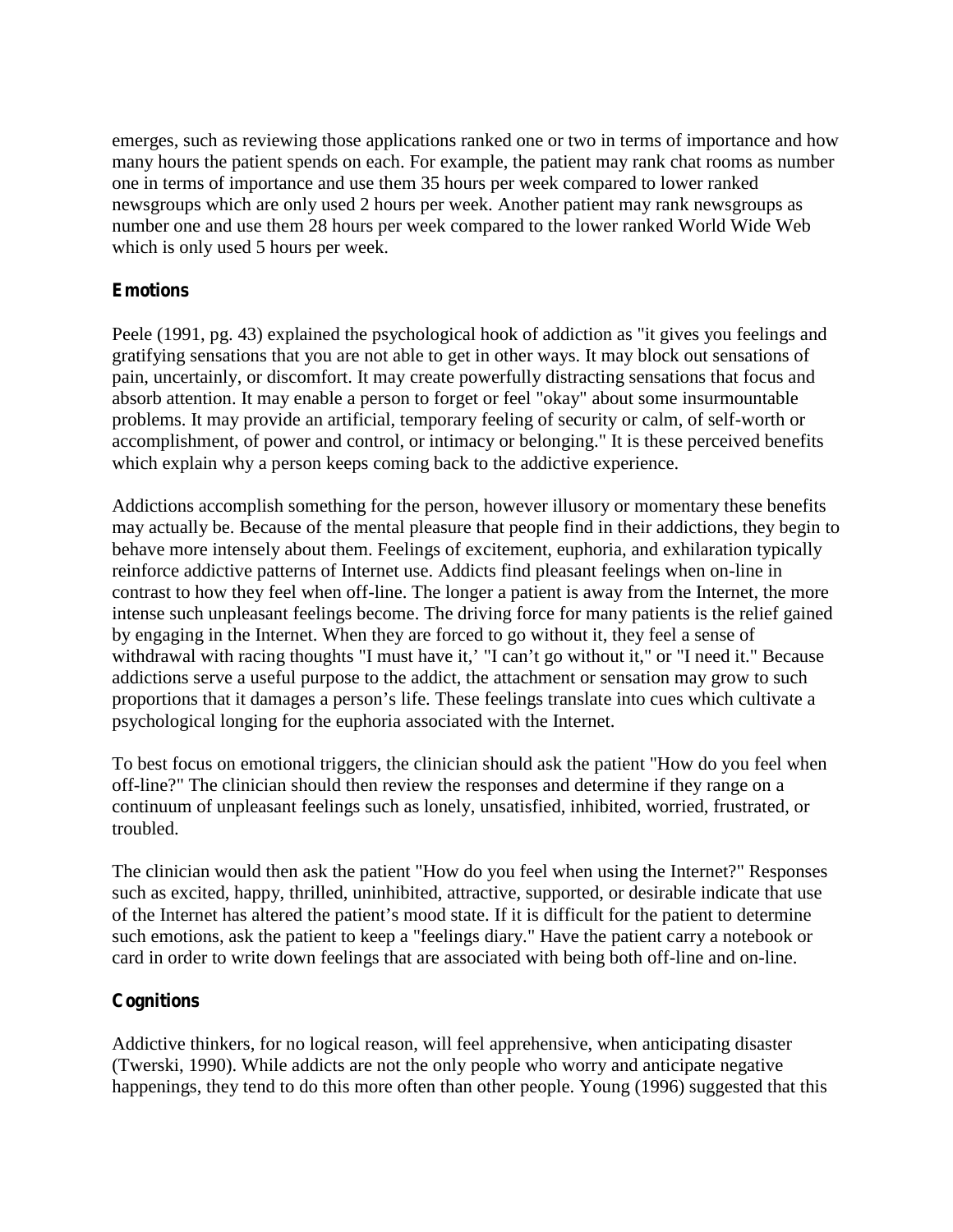emerges, such as reviewing those applications ranked one or two in terms of importance and how many hours the patient spends on each. For example, the patient may rank chat rooms as number one in terms of importance and use them 35 hours per week compared to lower ranked newsgroups which are only used 2 hours per week. Another patient may rank newsgroups as number one and use them 28 hours per week compared to the lower ranked World Wide Web which is only used 5 hours per week.

## Emotions

Peele (1991, pg. 43) explained the psychological hook of addiction as "it gives you feelings and gratifying sensations that you are not able to get in other ways. It may block out sensations of pain, uncertainly, or discomfort. It may create powerfully distracting sensations that focus and absorb attention. It may enable a person to forget or feel "okay" about some insurmountable problems. It may provide an artificial, temporary feeling of security or calm, of self-worth or accomplishment, of power and control, or intimacy or belonging." It is these perceived benefits which explain why a person keeps coming back to the addictive experience.

Addictions accomplish something for the person, however illusory or momentary these benefits may actually be. Because of the mental pleasure that people find in their addictions, they begin to behave more intensely about them. Feelings of excitement, euphoria, and exhilaration typically reinforce addictive patterns of Internet use. Addicts find pleasant feelings when on-line in contrast to how they feel when off-line. The longer a patient is away from the Internet, the more intense such unpleasant feelings become. The driving force for many patients is the relief gained by engaging in the Internet. When they are forced to go without it, they feel a sense of withdrawal with racing thoughts "I must have it,' "I can't go without it," or "I need it." Because addictions serve a useful purpose to the addict, the attachment or sensation may grow to such proportions that it damages a person's life. These feelings translate into cues which cultivate a psychological longing for the euphoria associated with the Internet.

To best focus on emotional triggers, the clinician should ask the patient "How do you feel when off-line?" The clinician should then review the responses and determine if they range on a continuum of unpleasant feelings such as lonely, unsatisfied, inhibited, worried, frustrated, or troubled.

The clinician would then ask the patient "How do you feel when using the Internet?" Responses such as excited, happy, thrilled, uninhibited, attractive, supported, or desirable indicate that use of the Internet has altered the patient's mood state. If it is difficult for the patient to determine such emotions, ask the patient to keep a "feelings diary." Have the patient carry a notebook or card in order to write down feelings that are associated with being both off-line and on-line.

## Cognitions

Addictive thinkers, for no logical reason, will feel apprehensive, when anticipating disaster (Twerski, 1990). While addicts are not the only people who worry and anticipate negative happenings, they tend to do this more often than other people. Young (1996) suggested that this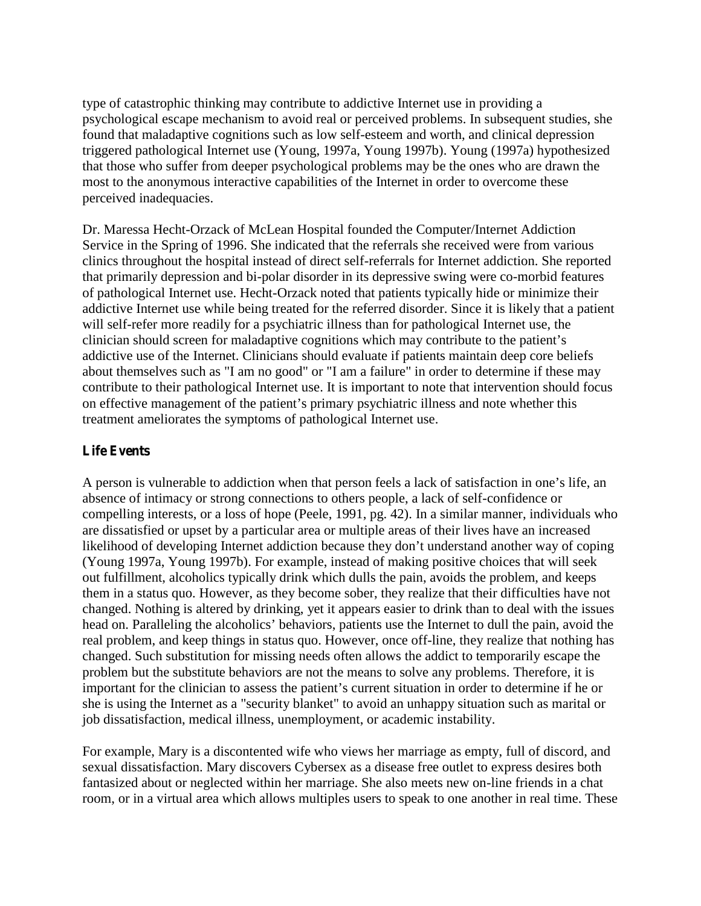type of catastrophic thinking may contribute to addictive Internet use in providing a psychological escape mechanism to avoid real or perceived problems. In subsequent studies, she found that maladaptive cognitions such as low self-esteem and worth, and clinical depression triggered pathological Internet use (Young, 1997a, Young 1997b). Young (1997a) hypothesized that those who suffer from deeper psychological problems may be the ones who are drawn the most to the anonymous interactive capabilities of the Internet in order to overcome these perceived inadequacies.

Dr. Maressa Hecht-Orzack of McLean Hospital founded the Computer/Internet Addiction Service in the Spring of 1996. She indicated that the referrals she received were from various clinics throughout the hospital instead of direct self-referrals for Internet addiction. She reported that primarily depression and bi-polar disorder in its depressive swing were co-morbid features of pathological Internet use. Hecht-Orzack noted that patients typically hide or minimize their addictive Internet use while being treated for the referred disorder. Since it is likely that a patient will self-refer more readily for a psychiatric illness than for pathological Internet use, the clinician should screen for maladaptive cognitions which may contribute to the patient's addictive use of the Internet. Clinicians should evaluate if patients maintain deep core beliefs about themselves such as "I am no good" or "I am a failure" in order to determine if these may contribute to their pathological Internet use. It is important to note that intervention should focus on effective management of the patient's primary psychiatric illness and note whether this treatment ameliorates the symptoms of pathological Internet use.

### Life Events

A person is vulnerable to addiction when that person feels a lack of satisfaction in one's life, an absence of intimacy or strong connections to others people, a lack of self-confidence or compelling interests, or a loss of hope (Peele, 1991, pg. 42). In a similar manner, individuals who are dissatisfied or upset by a particular area or multiple areas of their lives have an increased likelihood of developing Internet addiction because they don't understand another way of coping (Young 1997a, Young 1997b). For example, instead of making positive choices that will seek out fulfillment, alcoholics typically drink which dulls the pain, avoids the problem, and keeps them in a status quo. However, as they become sober, they realize that their difficulties have not changed. Nothing is altered by drinking, yet it appears easier to drink than to deal with the issues head on. Paralleling the alcoholics' behaviors, patients use the Internet to dull the pain, avoid the real problem, and keep things in status quo. However, once off-line, they realize that nothing has changed. Such substitution for missing needs often allows the addict to temporarily escape the problem but the substitute behaviors are not the means to solve any problems. Therefore, it is important for the clinician to assess the patient's current situation in order to determine if he or she is using the Internet as a "security blanket" to avoid an unhappy situation such as marital or job dissatisfaction, medical illness, unemployment, or academic instability.

For example, Mary is a discontented wife who views her marriage as empty, full of discord, and sexual dissatisfaction. Mary discovers Cybersex as a disease free outlet to express desires both fantasized about or neglected within her marriage. She also meets new on-line friends in a chat room, or in a virtual area which allows multiples users to speak to one another in real time. These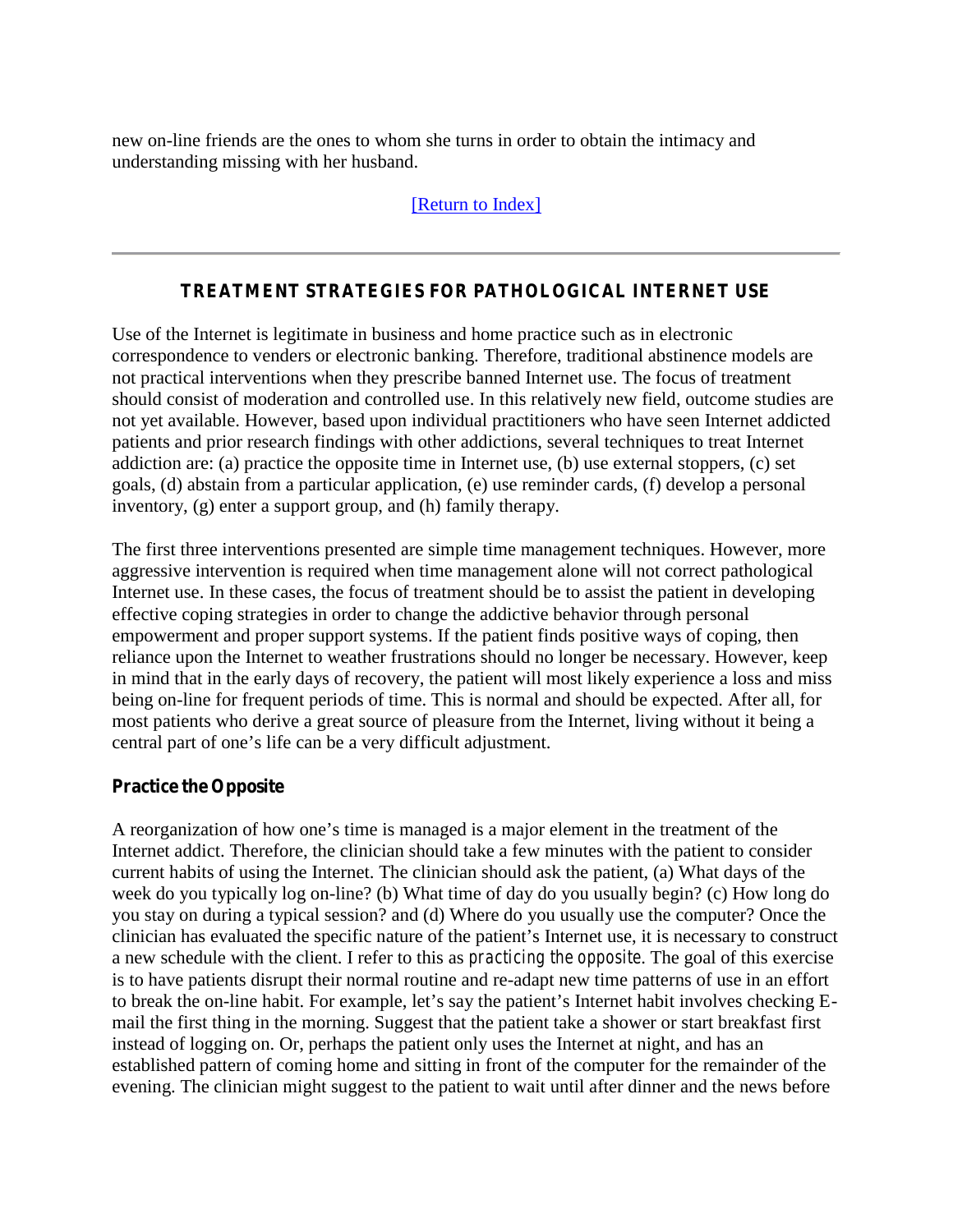new on-line friends are the ones to whom she turns in order to obtain the intimacy and understanding missing with her husband.

[Return to Index]

---

## TREATMENT STRATEGIES FOR PATHOLOGICAL INTERNET USE

Use of the Internet is legitimate in business and home practice such as in electronic correspondence to venders or electronic banking. Therefore, traditional abstinence models are not practical interventions when they prescribe banned Internet use. The focus of treatment should consist of moderation and controlled use. In this relatively new field, outcome studies are not yet available. However, based upon individual practitioners who have seen Internet addicted patients and prior research findings with other addictions, several techniques to treat Internet addiction are: (a) practice the opposite time in Internet use, (b) use external stoppers, (c) set goals, (d) abstain from a particular application, (e) use reminder cards, (f) develop a personal inventory, (g) enter a support group, and (h) family therapy.

The first three interventions presented are simple time management techniques. However, more aggressive intervention is required when time management alone will not correct pathological Internet use. In these cases, the focus of treatment should be to assist the patient in developing effective coping strategies in order to change the addictive behavior through personal empowerment and proper support systems. If the patient finds positive ways of coping, then reliance upon the Internet to weather frustrations should no longer be necessary. However, keep in mind that in the early days of recovery, the patient will most likely experience a loss and miss being on-line for frequent periods of time. This is normal and should be expected. After all, for most patients who derive a great source of pleasure from the Internet, living without it being a central part of one's life can be a very difficult adjustment.

### Practice the Opposite

A reorganization of how one's time is managed is a major element in the treatment of the Internet addict. Therefore, the clinician should take a few minutes with the patient to consider current habits of using the Internet. The clinician should ask the patient, (a) What days of the week do you typically log on-line? (b) What time of day do you usually begin? (c) How long do you stay on during a typical session? and (d) Where do you usually use the computer? Once the clinician has evaluated the specific nature of the patient's Internet use, it is necessary to construct a new schedule with the client. I refer to this as *practicing the opposite*. The goal of this exercise is to have patients disrupt their normal routine and re-adapt new time patterns of use in an effort to break the on-line habit. For example, let's say the patient's Internet habit involves checking E-mail the first thing in the morning. Suggest that the patient take a shower or start breakfast first instead of logging on. Or, perhaps the patient only uses the Internet at night, and has an established pattern of coming home and sitting in front of the computer for the remainder of the evening. The clinician might suggest to the patient to wait until after dinner and the news before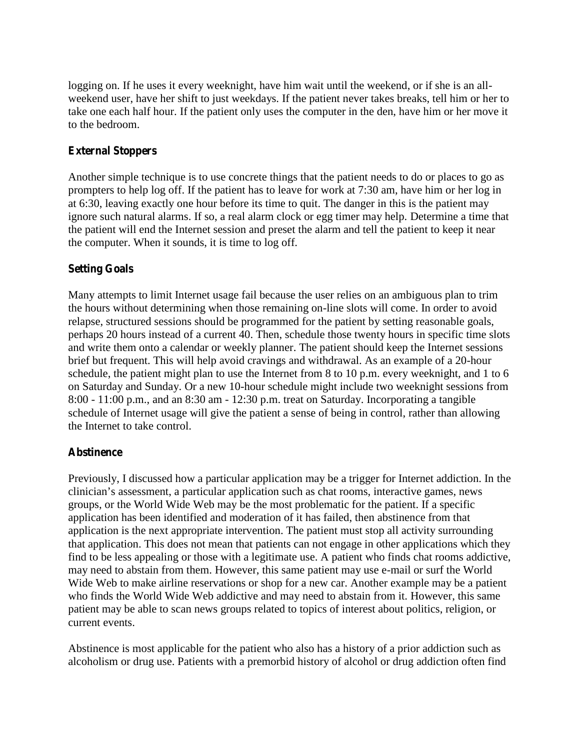logging on. If he uses it every weeknight, have him wait until the weekend, or if she is an all-weekend user, have her shift to just weekdays. If the patient never takes breaks, tell him or her to take one each half hour. If the patient only uses the computer in the den, have him or her move it to the bedroom.

### External Stoppers

Another simple technique is to use concrete things that the patient needs to do or places to go as prompters to help log off. If the patient has to leave for work at 7:30 am, have him or her log in at 6:30, leaving exactly one hour before its time to quit. The danger in this is the patient may ignore such natural alarms. If so, a real alarm clock or egg timer may help. Determine a time that the patient will end the Internet session and preset the alarm and tell the patient to keep it near the computer. When it sounds, it is time to log off.

### Setting Goals

Many attempts to limit Internet usage fail because the user relies on an ambiguous plan to trim the hours without determining when those remaining on-line slots will come. In order to avoid relapse, structured sessions should be programmed for the patient by setting reasonable goals, perhaps 20 hours instead of a current 40. Then, schedule those twenty hours in specific time slots and write them onto a calendar or weekly planner. The patient should keep the Internet sessions brief but frequent. This will help avoid cravings and withdrawal. As an example of a 20-hour schedule, the patient might plan to use the Internet from 8 to 10 p.m. every weeknight, and 1 to 6 on Saturday and Sunday. Or a new 10-hour schedule might include two weeknight sessions from 8:00 - 11:00 p.m., and an 8:30 am - 12:30 p.m. treat on Saturday. Incorporating a tangible schedule of Internet usage will give the patient a sense of being in control, rather than allowing the Internet to take control.

### Abstinence

Previously, I discussed how a particular application may be a trigger for Internet addiction. In the clinician's assessment, a particular application such as chat rooms, interactive games, news groups, or the World Wide Web may be the most problematic for the patient. If a specific application has been identified and moderation of it has failed, then abstinence from that application is the next appropriate intervention. The patient must stop all activity surrounding that application. This does not mean that patients can not engage in other applications which they find to be less appealing or those with a legitimate use. A patient who finds chat rooms addictive, may need to abstain from them. However, this same patient may use e-mail or surf the World Wide Web to make airline reservations or shop for a new car. Another example may be a patient who finds the World Wide Web addictive and may need to abstain from it. However, this same patient may be able to scan news groups related to topics of interest about politics, religion, or current events.

Abstinence is most applicable for the patient who also has a history of a prior addiction such as alcoholism or drug use. Patients with a premorbid history of alcohol or drug addiction often find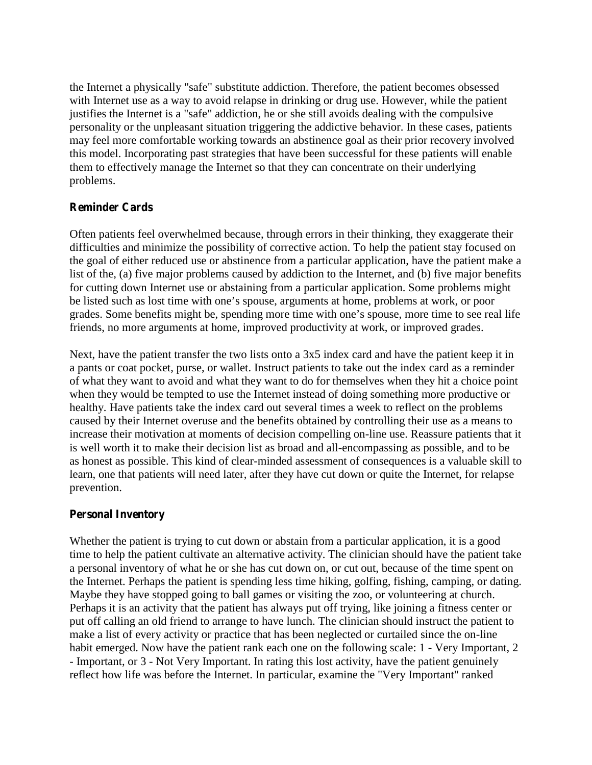the Internet a physically "safe" substitute addiction. Therefore, the patient becomes obsessed with Internet use as a way to avoid relapse in drinking or drug use. However, while the patient justifies the Internet is a "safe" addiction, he or she still avoids dealing with the compulsive personality or the unpleasant situation triggering the addictive behavior. In these cases, patients may feel more comfortable working towards an abstinence goal as their prior recovery involved this model. Incorporating past strategies that have been successful for these patients will enable them to effectively manage the Internet so that they can concentrate on their underlying problems.

### Reminder Cards

Often patients feel overwhelmed because, through errors in their thinking, they exaggerate their difficulties and minimize the possibility of corrective action. To help the patient stay focused on the goal of either reduced use or abstinence from a particular application, have the patient make a list of the, (a) five major problems caused by addiction to the Internet, and (b) five major benefits for cutting down Internet use or abstaining from a particular application. Some problems might be listed such as lost time with one's spouse, arguments at home, problems at work, or poor grades. Some benefits might be, spending more time with one's spouse, more time to see real life friends, no more arguments at home, improved productivity at work, or improved grades.

Next, have the patient transfer the two lists onto a 3x5 index card and have the patient keep it in a pants or coat pocket, purse, or wallet. Instruct patients to take out the index card as a reminder of what they want to avoid and what they want to do for themselves when they hit a choice point when they would be tempted to use the Internet instead of doing something more productive or healthy. Have patients take the index card out several times a week to reflect on the problems caused by their Internet overuse and the benefits obtained by controlling their use as a means to increase their motivation at moments of decision compelling on-line use. Reassure patients that it is well worth it to make their decision list as broad and all-encompassing as possible, and to be as honest as possible. This kind of clear-minded assessment of consequences is a valuable skill to learn, one that patients will need later, after they have cut down or quite the Internet, for relapse prevention.

### Personal Inventory

Whether the patient is trying to cut down or abstain from a particular application, it is a good time to help the patient cultivate an alternative activity. The clinician should have the patient take a personal inventory of what he or she has cut down on, or cut out, because of the time spent on the Internet. Perhaps the patient is spending less time hiking, golfing, fishing, camping, or dating. Maybe they have stopped going to ball games or visiting the zoo, or volunteering at church. Perhaps it is an activity that the patient has always put off trying, like joining a fitness center or put off calling an old friend to arrange to have lunch. The clinician should instruct the patient to make a list of every activity or practice that has been neglected or curtailed since the on-line habit emerged. Now have the patient rank each one on the following scale: 1 - Very Important, 2 - Important, or 3 - Not Very Important. In rating this lost activity, have the patient genuinely reflect how life was before the Internet. In particular, examine the "Very Important" ranked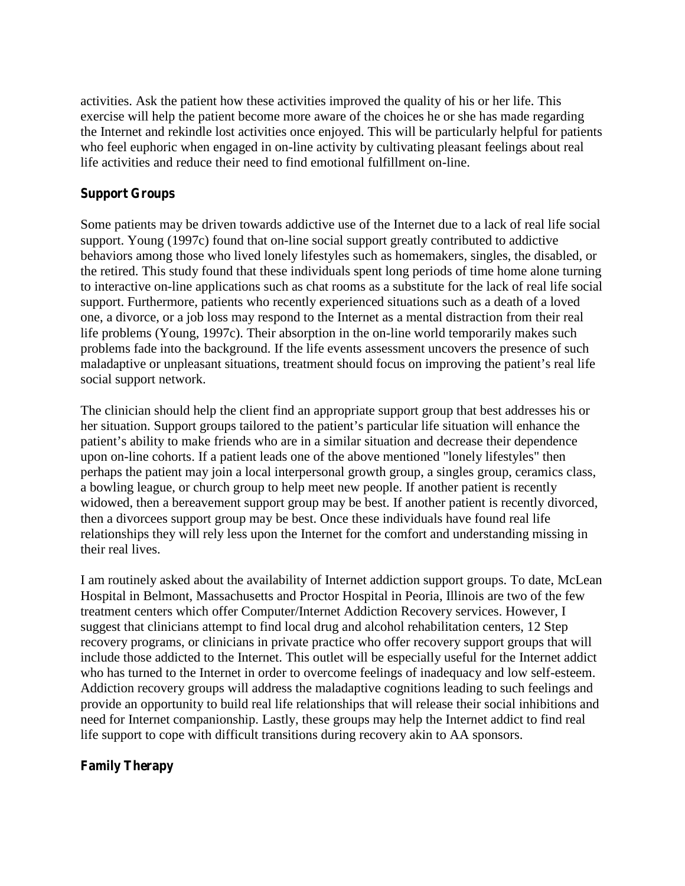activities. Ask the patient how these activities improved the quality of his or her life. This exercise will help the patient become more aware of the choices he or she has made regarding the Internet and rekindle lost activities once enjoyed. This will be particularly helpful for patients who feel euphoric when engaged in on-line activity by cultivating pleasant feelings about real life activities and reduce their need to find emotional fulfillment on-line.

## Support Groups

Some patients may be driven towards addictive use of the Internet due to a lack of real life social support. Young (1997c) found that on-line social support greatly contributed to addictive behaviors among those who lived lonely lifestyles such as homemakers, singles, the disabled, or the retired. This study found that these individuals spent long periods of time home alone turning to interactive on-line applications such as chat rooms as a substitute for the lack of real life social support. Furthermore, patients who recently experienced situations such as a death of a loved one, a divorce, or a job loss may respond to the Internet as a mental distraction from their real life problems (Young, 1997c). Their absorption in the on-line world temporarily makes such problems fade into the background. If the life events assessment uncovers the presence of such maladaptive or unpleasant situations, treatment should focus on improving the patient's real life social support network.

The clinician should help the client find an appropriate support group that best addresses his or her situation. Support groups tailored to the patient's particular life situation will enhance the patient's ability to make friends who are in a similar situation and decrease their dependence upon on-line cohorts. If a patient leads one of the above mentioned "lonely lifestyles" then perhaps the patient may join a local interpersonal growth group, a singles group, ceramics class, a bowling league, or church group to help meet new people. If another patient is recently widowed, then a bereavement support group may be best. If another patient is recently divorced, then a divorcees support group may be best. Once these individuals have found real life relationships they will rely less upon the Internet for the comfort and understanding missing in their real lives.

I am routinely asked about the availability of Internet addiction support groups. To date, McLean Hospital in Belmont, Massachusetts and Proctor Hospital in Peoria, Illinois are two of the few treatment centers which offer Computer/Internet Addiction Recovery services. However, I suggest that clinicians attempt to find local drug and alcohol rehabilitation centers, 12 Step recovery programs, or clinicians in private practice who offer recovery support groups that will include those addicted to the Internet. This outlet will be especially useful for the Internet addict who has turned to the Internet in order to overcome feelings of inadequacy and low self-esteem. Addiction recovery groups will address the maladaptive cognitions leading to such feelings and provide an opportunity to build real life relationships that will release their social inhibitions and need for Internet companionship. Lastly, these groups may help the Internet addict to find real life support to cope with difficult transitions during recovery akin to AA sponsors.

## Family Therapy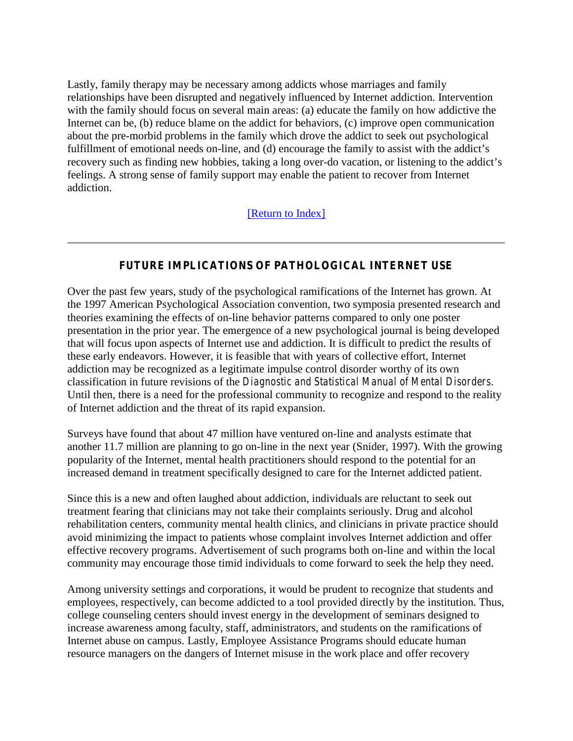Lastly, family therapy may be necessary among addicts whose marriages and family relationships have been disrupted and negatively influenced by Internet addiction. Intervention with the family should focus on several main areas: (a) educate the family on how addictive the Internet can be, (b) reduce blame on the addict for behaviors, (c) improve open communication about the pre-morbid problems in the family which drove the addict to seek out psychological fulfillment of emotional needs on-line, and (d) encourage the family to assist with the addict's recovery such as finding new hobbies, taking a long over-do vacation, or listening to the addict's feelings. A strong sense of family support may enable the patient to recover from Internet addiction.

[Return to Index]

---

## FUTURE IMPLICATIONS OF PATHOLOGICAL INTERNET USE

Over the past few years, study of the psychological ramifications of the Internet has grown. At the 1997 American Psychological Association convention, two symposia presented research and theories examining the effects of on-line behavior patterns compared to only one poster presentation in the prior year. The emergence of a new psychological journal is being developed that will focus upon aspects of Internet use and addiction. It is difficult to predict the results of these early endeavors. However, it is feasible that with years of collective effort, Internet addiction may be recognized as a legitimate impulse control disorder worthy of its own classification in future revisions of the *Diagnostic and Statistical Manual of Mental Disorders*. Until then, there is a need for the professional community to recognize and respond to the reality of Internet addiction and the threat of its rapid expansion.

Surveys have found that about 47 million have ventured on-line and analysts estimate that another 11.7 million are planning to go on-line in the next year (Snider, 1997). With the growing popularity of the Internet, mental health practitioners should respond to the potential for an increased demand in treatment specifically designed to care for the Internet addicted patient.

Since this is a new and often laughed about addiction, individuals are reluctant to seek out treatment fearing that clinicians may not take their complaints seriously. Drug and alcohol rehabilitation centers, community mental health clinics, and clinicians in private practice should avoid minimizing the impact to patients whose complaint involves Internet addiction and offer effective recovery programs. Advertisement of such programs both on-line and within the local community may encourage those timid individuals to come forward to seek the help they need.

Among university settings and corporations, it would be prudent to recognize that students and employees, respectively, can become addicted to a tool provided directly by the institution. Thus, college counseling centers should invest energy in the development of seminars designed to increase awareness among faculty, staff, administrators, and students on the ramifications of Internet abuse on campus. Lastly, Employee Assistance Programs should educate human resource managers on the dangers of Internet misuse in the work place and offer recovery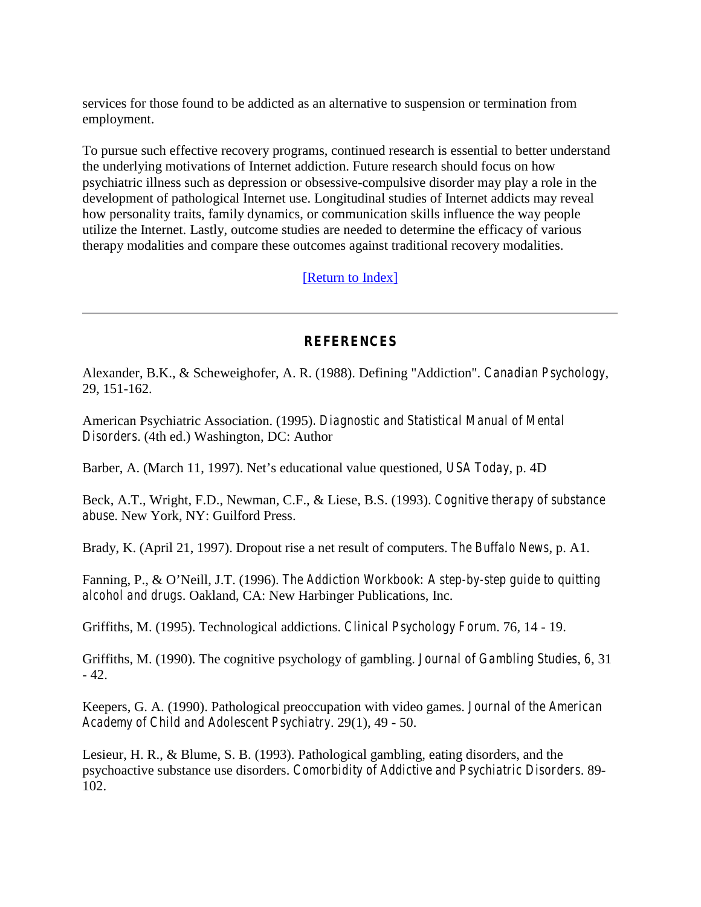services for those found to be addicted as an alternative to suspension or termination from employment.

To pursue such effective recovery programs, continued research is essential to better understand the underlying motivations of Internet addiction. Future research should focus on how psychiatric illness such as depression or obsessive-compulsive disorder may play a role in the development of pathological Internet use. Longitudinal studies of Internet addicts may reveal how personality traits, family dynamics, or communication skills influence the way people utilize the Internet. Lastly, outcome studies are needed to determine the efficacy of various therapy modalities and compare these outcomes against traditional recovery modalities.

[Return to Index]

---

## REFERENCES

Alexander, B.K., & Scheweighofer, A. R. (1988). Defining "Addiction". *Canadian Psychology*, 29, 151-162.

American Psychiatric Association. (1995). *Diagnostic and Statistical Manual of Mental Disorders*. (4th ed.) Washington, DC: Author

Barber, A. (March 11, 1997). Net's educational value questioned, *USA Today*, p. 4D

Beck, A.T., Wright, F.D., Newman, C.F., & Liese, B.S. (1993). *Cognitive therapy of substance abuse*. New York, NY: Guilford Press.

Brady, K. (April 21, 1997). Dropout rise a net result of computers. *The Buffalo News*, p. A1.

Fanning, P., & O'Neill, J.T. (1996). *The Addiction Workbook: A step-by-step guide to quitting alcohol and drugs*. Oakland, CA: New Harbinger Publications, Inc.

Griffiths, M. (1995). Technological addictions. *Clinical Psychology Forum*. 76, 14 - 19.

Griffiths, M. (1990). The cognitive psychology of gambling. *Journal of Gambling Studies*, *6*, 31 - 42.

Keepers, G. A. (1990). Pathological preoccupation with video games. *Journal of the American Academy of Child and Adolescent Psychiatry*. 29(1), 49 - 50.

Lesieur, H. R., & Blume, S. B. (1993). Pathological gambling, eating disorders, and the psychoactive substance use disorders. *Comorbidity of Addictive and Psychiatric Disorders*. 89-102.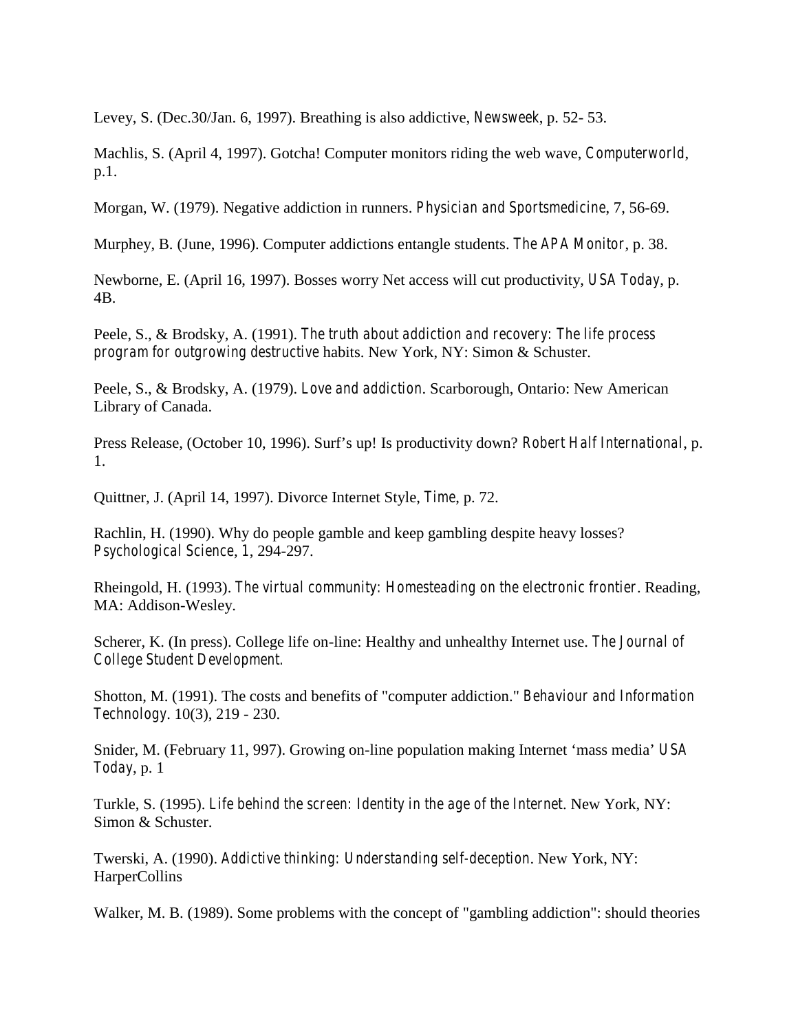Levey, S. (Dec.30/Jan. 6, 1997). Breathing is also addictive, *Newsweek*, p. 52- 53.

Machlis, S. (April 4, 1997). Gotcha! Computer monitors riding the web wave, *Computerworld*, p.1.

Morgan, W. (1979). Negative addiction in runners. *Physician and Sportsmedicine*, 7, 56-69.

Murphey, B. (June, 1996). Computer addictions entangle students. *The APA Monitor*, p. 38.

Newborne, E. (April 16, 1997). Bosses worry Net access will cut productivity, *USA Today*, p. 4B.

Peele, S., & Brodsky, A. (1991). *The truth about addiction and recovery: The life process program for outgrowing destructive* habits. New York, NY: Simon & Schuster.

Peele, S., & Brodsky, A. (1979). *Love and addiction*. Scarborough, Ontario: New American Library of Canada.

Press Release, (October 10, 1996). Surf's up! Is productivity down? *Robert Half International*, p. 1.

Quittner, J. (April 14, 1997). Divorce Internet Style, *Time*, p. 72.

Rachlin, H. (1990). Why do people gamble and keep gambling despite heavy losses? *Psychological Science*, *1*, 294-297.

Rheingold, H. (1993). *The virtual community: Homesteading on the electronic frontier*. Reading, MA: Addison-Wesley.

Scherer, K. (In press). College life on-line: Healthy and unhealthy Internet use. *The Journal of College Student Development.*

Shotton, M. (1991). The costs and benefits of "computer addiction." *Behaviour and Information Technology*. 10(3), 219 - 230.

Snider, M. (February 11, 997). Growing on-line population making Internet 'mass media' *USA Today*, p. 1

Turkle, S. (1995). *Life behind the screen: Identity in the age of the Internet*. New York, NY: Simon & Schuster.

Twerski, A. (1990). *Addictive thinking: Understanding self-deception*. New York, NY: HarperCollins

Walker, M. B. (1989). Some problems with the concept of "gambling addiction": should theories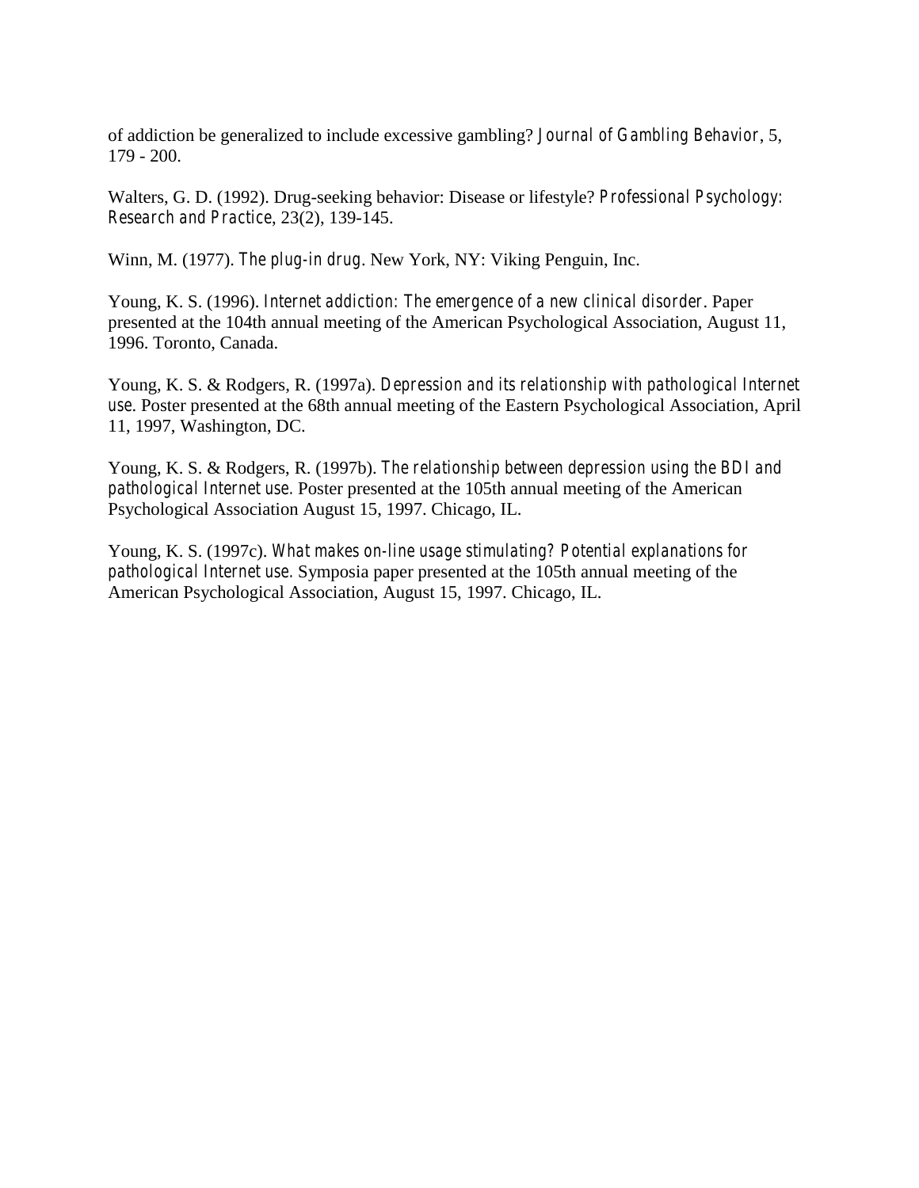of addiction be generalized to include excessive gambling? *Journal of Gambling Behavior*, 5, 179 - 200.

Walters, G. D. (1992). Drug-seeking behavior: Disease or lifestyle? *Professional Psychology: Research and Practice*, 23(2), 139-145.

Winn, M. (1977). *The plug-in drug*. New York, NY: Viking Penguin, Inc.

Young, K. S. (1996). *Internet addiction: The emergence of a new clinical disorder*. Paper presented at the 104th annual meeting of the American Psychological Association, August 11, 1996. Toronto, Canada.

Young, K. S. & Rodgers, R. (1997a). *Depression and its relationship with pathological Internet use*. Poster presented at the 68th annual meeting of the Eastern Psychological Association, April 11, 1997, Washington, DC.

Young, K. S. & Rodgers, R. (1997b). *The relationship between depression using the BDI and pathological Internet use*. Poster presented at the 105th annual meeting of the American Psychological Association August 15, 1997. Chicago, IL.

Young, K. S. (1997c). *What makes on-line usage stimulating? Potential explanations for pathological Internet use*. Symposia paper presented at the 105th annual meeting of the American Psychological Association, August 15, 1997. Chicago, IL.